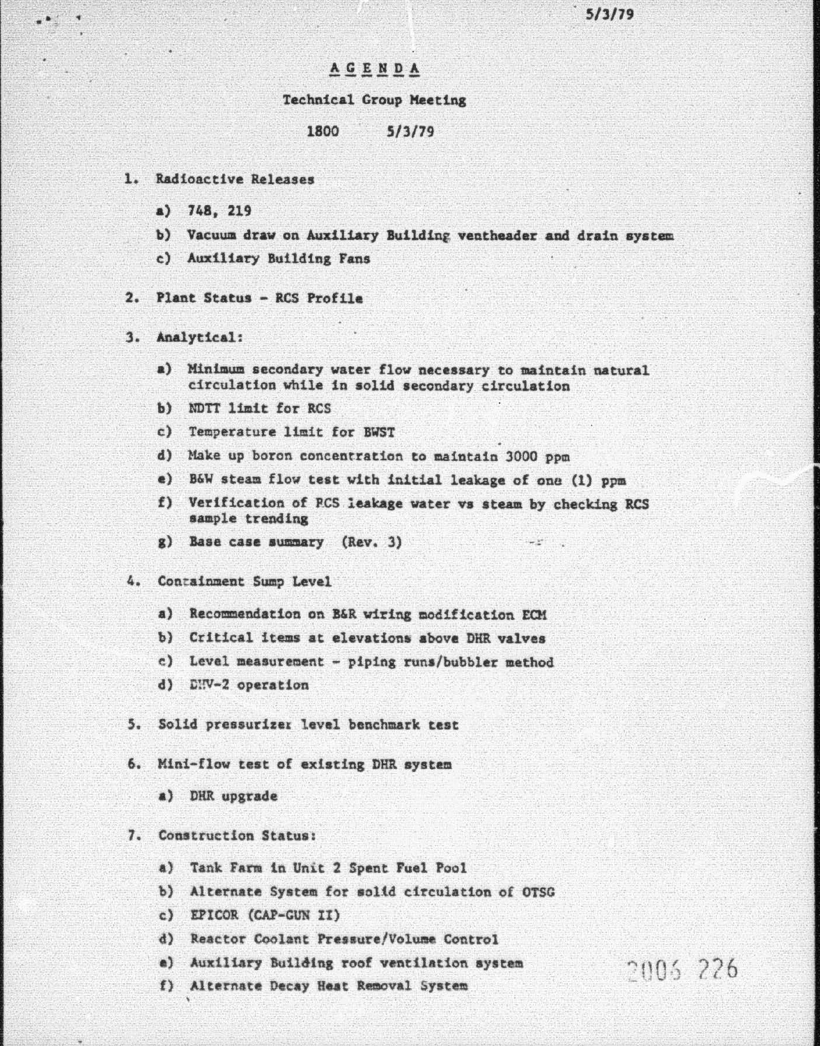5/3/79

# AGENDA

Technical Group Meeting

1800 5/3/79

1. Radioactive Releases

   a) 748, 219

   b) Vacuum draw on Auxiliary Building ventheader and drain system

   c) Auxiliary Building Fans

2. Plant Status - RCS Profile

3. Analytical:

   a) Minimum secondary water flow necessary to maintain natural circulation while in solid secondary circulation

   b) NDTT limit for RCS

   c) Temperature limit for BWST

   d) Make up boron concentration to maintain 3000 ppm

   e) B&W steam flow test with initial leakage of one (1) ppm

   f) Verification of RCS leakage water vs steam by checking RCS sample trending

   g) Base case summary (Rev. 3)

4. Containment Sump Level

   a) Recommendation on B&R wiring modification ECM

   b) Critical items at elevations above DHR valves

   c) Level measurement - piping runs/bubbler method

   d) DHV-2 operation

5. Solid pressurizer level benchmark test

6. Mini-flow test of existing DHR system

   a) DHR upgrade

7. Construction Status:

   a) Tank Farm in Unit 2 Spent Fuel Pool

   b) Alternate System for solid circulation of OTSG

   c) EPICOR (CAP-GUN II)

   d) Reactor Coolant Pressure/Volume Control

   e) Auxiliary Building roof ventilation system

   f) Alternate Decay Heat Removal System

2006 226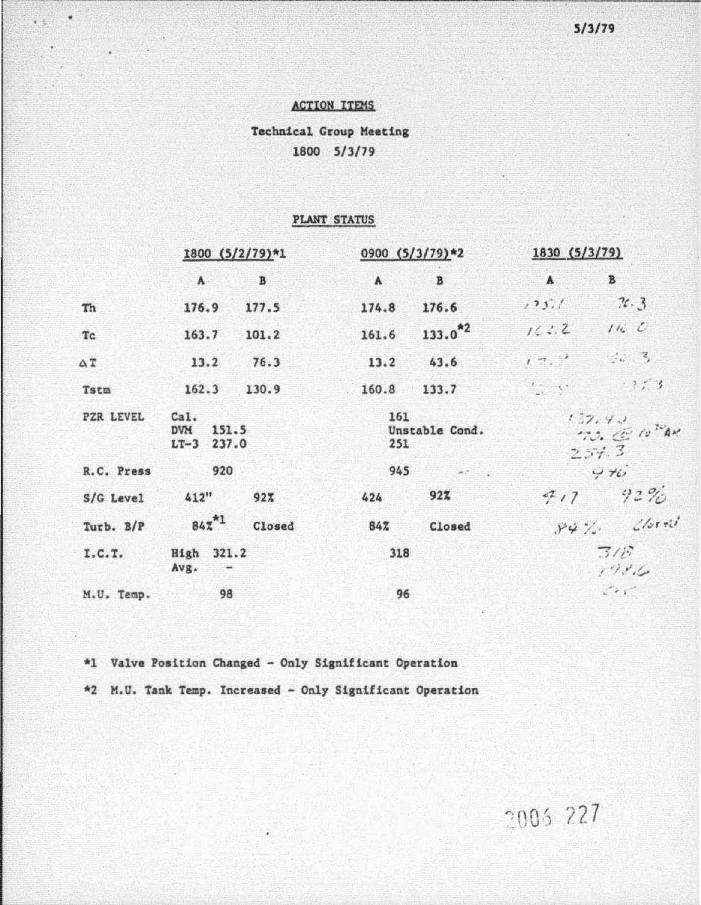5/3/79

## ACTION ITEMS

**Technical Group Meeting**

**1800 5/3/79**

### PLANT STATUS

| | 1800 (5/2/79)*1 | | 0900 (5/3/79)*2 | | 1830 (5/3/79) | |
|---|---|---|---|---|---|---|
| | A | B | A | B | A | B |
| Th | 176.9 | 177.5 | 174.8 | 176.6 | 175.1 | 176.3 |
| Tc | 163.7 | 101.2 | 161.6 | 133.0*2 | 162.2 | 116.0 |
| ΔT | 13.2 | 76.3 | 13.2 | 43.6 | 12.9 | 60.3 |
| Tstm | 162.3 | 130.9 | 160.8 | 133.7 | 160.8 | 113.3 |
| PZR LEVEL | Cal. DVM 151.5 LT-3 237.0 | | 161 Unstable Cond. 251 | | 137.40 170. @ 10³⁰AM 254.3 | |
| R.C. Press | 920 | | 945 | | 940 | |
| S/G Level | 412" | 92% | 424 | 92% | 417 | 92% |
| Turb. B/P | 84%*1 | Closed | 84% | Closed | 84% | Closed |
| I.C.T. | High 321.2 Avg. - | | 318 | | 318 193.6 | |
| M.U. Temp. | 98 | | 96 | | 0.K. | |

*1 Valve Position Changed - Only Significant Operation

*2 M.U. Tank Temp. Increased - Only Significant Operation

2006 227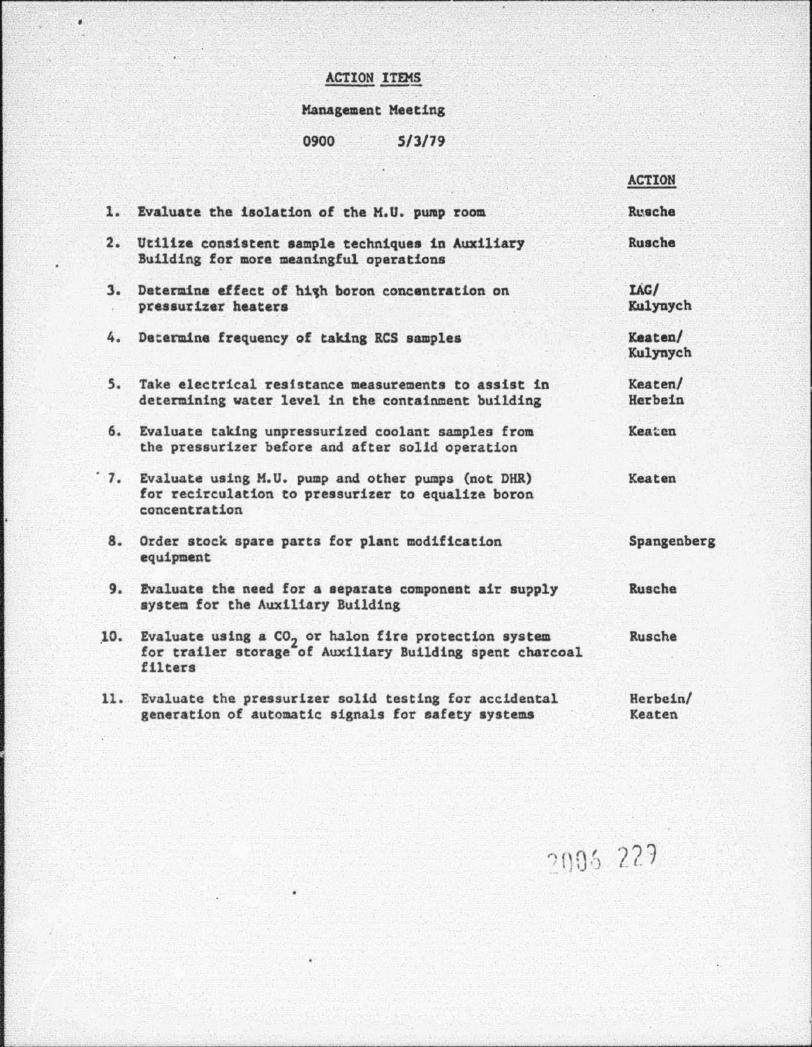## ACTION ITEMS

Management Meeting

0900 5/3/79

| | | ACTION |
|---|---|---|
| 1. | Evaluate the isolation of the M.U. pump room | Rusche |
| 2. | Utilize consistent sample techniques in Auxiliary Building for more meaningful operations | Rusche |
| 3. | Determine effect of high boron concentration on pressurizer heaters | IAG/ Kulynych |
| 4. | Determine frequency of taking RCS samples | Keaten/ Kulynych |
| 5. | Take electrical resistance measurements to assist in determining water level in the containment building | Keaten/ Herbein |
| 6. | Evaluate taking unpressurized coolant samples from the pressurizer before and after solid operation | Keaten |
| 7. | Evaluate using M.U. pump and other pumps (not DHR) for recirculation to pressurizer to equalize boron concentration | Keaten |
| 8. | Order stock spare parts for plant modification equipment | Spangenberg |
| 9. | Evaluate the need for a separate component air supply system for the Auxiliary Building | Rusche |
| 10. | Evaluate using a $CO_2$ or halon fire protection system for trailer storage of Auxiliary Building spent charcoal filters | Rusche |
| 11. | Evaluate the pressurizer solid testing for accidental generation of automatic signals for safety systems | Herbein/ Keaten |

2006 229